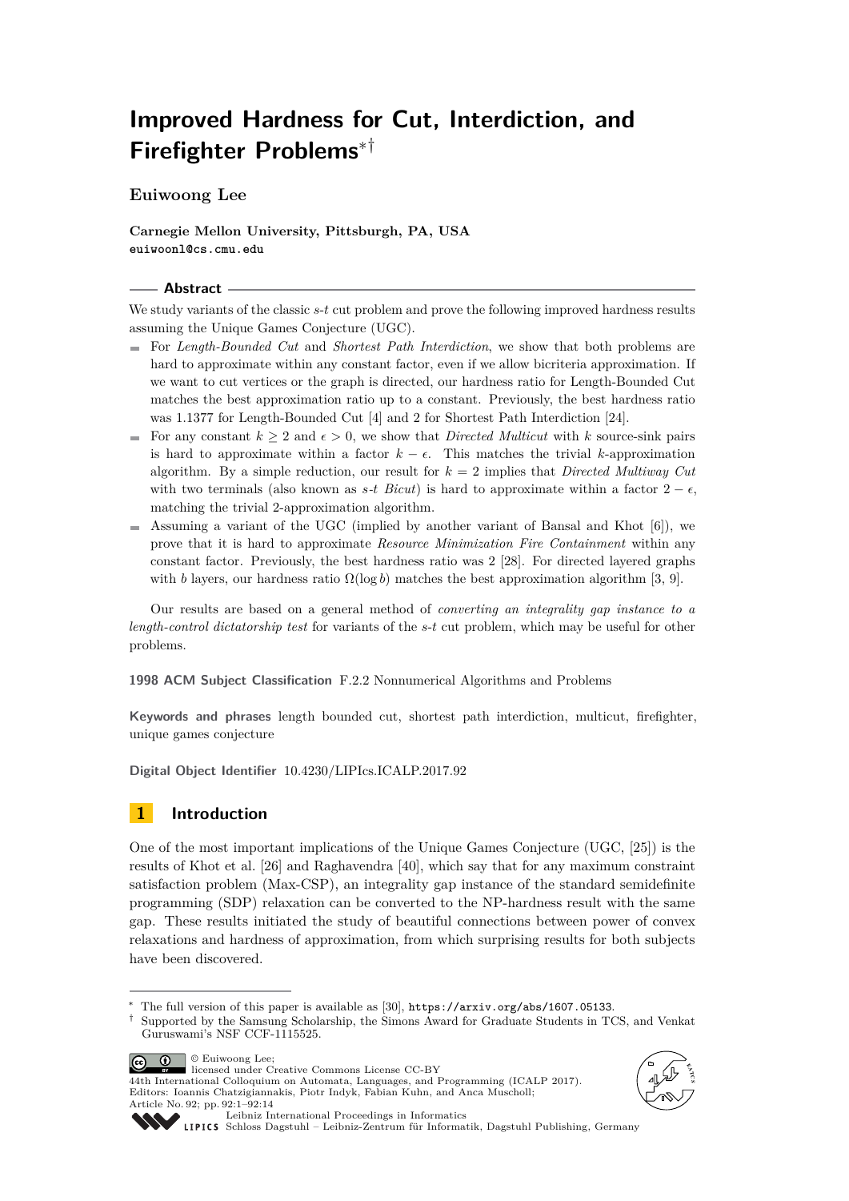# Improved Hardness for Cut, Interdiction, and Firefighter Problems[*†]

**Euiwoong Lee**

**Carnegie Mellon University, Pittsburgh, PA, USA**
euiwoonl@cs.cmu.edu

## Abstract

We study variants of the classic *s-t* cut problem and prove the following improved hardness results assuming the Unique Games Conjecture (UGC).

- For *Length-Bounded Cut* and *Shortest Path Interdiction*, we show that both problems are hard to approximate within any constant factor, even if we allow bicriteria approximation. If we want to cut vertices or the graph is directed, our hardness ratio for Length-Bounded Cut matches the best approximation ratio up to a constant. Previously, the best hardness ratio was 1.1377 for Length-Bounded Cut [4] and 2 for Shortest Path Interdiction [24].
- For any constant $k \geq 2$ and $\epsilon > 0$, we show that *Directed Multicut* with $k$ source-sink pairs is hard to approximate within a factor $k - \epsilon$. This matches the trivial $k$-approximation algorithm. By a simple reduction, our result for $k = 2$ implies that *Directed Multiway Cut* with two terminals (also known as *s-t Bicut*) is hard to approximate within a factor $2 - \epsilon$, matching the trivial 2-approximation algorithm.
- Assuming a variant of the UGC (implied by another variant of Bansal and Khot [6]), we prove that it is hard to approximate *Resource Minimization Fire Containment* within any constant factor. Previously, the best hardness ratio was 2 [28]. For directed layered graphs with $b$ layers, our hardness ratio $\Omega(\log b)$ matches the best approximation algorithm [3, 9].

Our results are based on a general method of *converting an integrality gap instance to a length-control dictatorship test* for variants of the *s-t* cut problem, which may be useful for other problems.

**1998 ACM Subject Classification** F.2.2 Nonnumerical Algorithms and Problems

**Keywords and phrases** length bounded cut, shortest path interdiction, multicut, firefighter, unique games conjecture

**Digital Object Identifier** 10.4230/LIPIcs.ICALP.2017.92

## 1 Introduction

One of the most important implications of the Unique Games Conjecture (UGC, [25]) is the results of Khot et al. [26] and Raghavendra [40], which say that for any maximum constraint satisfaction problem (Max-CSP), an integrality gap instance of the standard semidefinite programming (SDP) relaxation can be converted to the NP-hardness result with the same gap. These results initiated the study of beautiful connections between power of convex relaxations and hardness of approximation, from which surprising results for both subjects have been discovered.

---

[*] The full version of this paper is available as [30], https://arxiv.org/abs/1607.05133.
[†] Supported by the Samsung Scholarship, the Simons Award for Graduate Students in TCS, and Venkat Guruswami's NSF CCF-1115525.

© Euiwoong Lee;
licensed under Creative Commons License CC-BY
44th International Colloquium on Automata, Languages, and Programming (ICALP 2017).
Editors: Ioannis Chatzigiannakis, Piotr Indyk, Fabian Kuhn, and Anca Muscholl;
Article No. 92; pp. 92:1–92:14
Leibniz International Proceedings in Informatics
Schloss Dagstuhl – Leibniz-Zentrum für Informatik, Dagstuhl Publishing, Germany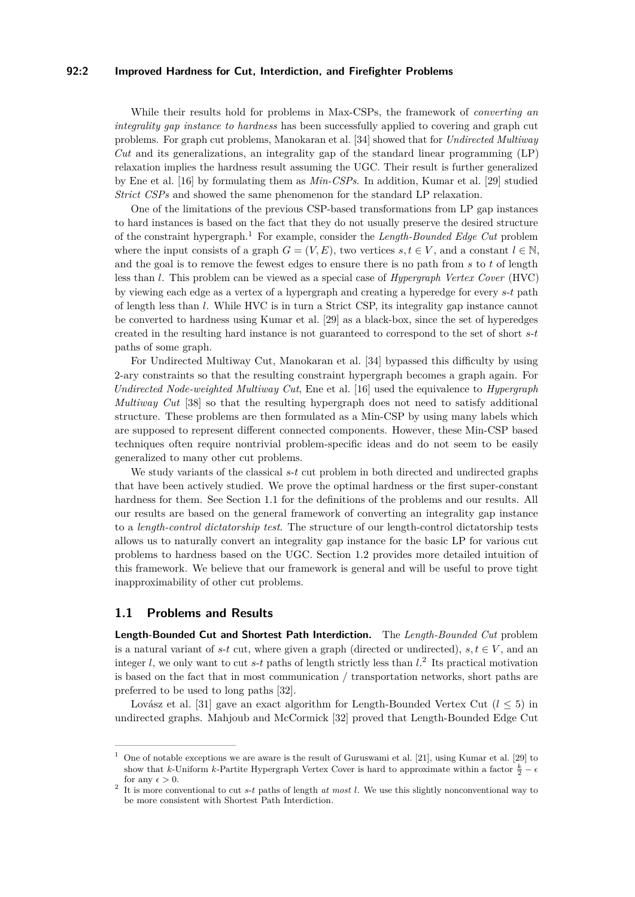While their results hold for problems in Max-CSPs, the framework of *converting an integrality gap instance to hardness* has been successfully applied to covering and graph cut problems. For graph cut problems, Manokaran et al. [34] showed that for *Undirected Multiway Cut* and its generalizations, an integrality gap of the standard linear programming (LP) relaxation implies the hardness result assuming the UGC. Their result is further generalized by Ene et al. [16] by formulating them as *Min-CSPs*. In addition, Kumar et al. [29] studied *Strict CSPs* and showed the same phenomenon for the standard LP relaxation.

One of the limitations of the previous CSP-based transformations from LP gap instances to hard instances is based on the fact that they do not usually preserve the desired structure of the constraint hypergraph.[1] For example, consider the *Length-Bounded Edge Cut* problem where the input consists of a graph $G = (V, E)$, two vertices $s, t \in V$, and a constant $l \in \mathbb{N}$, and the goal is to remove the fewest edges to ensure there is no path from $s$ to $t$ of length less than $l$. This problem can be viewed as a special case of *Hypergraph Vertex Cover* (HVC) by viewing each edge as a vertex of a hypergraph and creating a hyperedge for every $s$-$t$ path of length less than $l$. While HVC is in turn a Strict CSP, its integrality gap instance cannot be converted to hardness using Kumar et al. [29] as a black-box, since the set of hyperedges created in the resulting hard instance is not guaranteed to correspond to the set of short $s$-$t$ paths of some graph.

For Undirected Multiway Cut, Manokaran et al. [34] bypassed this difficulty by using 2-ary constraints so that the resulting constraint hypergraph becomes a graph again. For *Undirected Node-weighted Multiway Cut*, Ene et al. [16] used the equivalence to *Hypergraph Multiway Cut* [38] so that the resulting hypergraph does not need to satisfy additional structure. These problems are then formulated as a Min-CSP by using many labels which are supposed to represent different connected components. However, these Min-CSP based techniques often require nontrivial problem-specific ideas and do not seem to be easily generalized to many other cut problems.

We study variants of the classical $s$-$t$ cut problem in both directed and undirected graphs that have been actively studied. We prove the optimal hardness or the first super-constant hardness for them. See Section 1.1 for the definitions of the problems and our results. All our results are based on the general framework of converting an integrality gap instance to a *length-control dictatorship test*. The structure of our length-control dictatorship tests allows us to naturally convert an integrality gap instance for the basic LP for various cut problems to hardness based on the UGC. Section 1.2 provides more detailed intuition of this framework. We believe that our framework is general and will be useful to prove tight inapproximability of other cut problems.

## 1.1 Problems and Results

**Length-Bounded Cut and Shortest Path Interdiction.** The *Length-Bounded Cut* problem is a natural variant of $s$-$t$ cut, where given a graph (directed or undirected), $s, t \in V$, and an integer $l$, we only want to cut $s$-$t$ paths of length strictly less than $l$.[2] Its practical motivation is based on the fact that in most communication / transportation networks, short paths are preferred to be used to long paths [32].

Lovász et al. [31] gave an exact algorithm for Length-Bounded Vertex Cut ($l \leq 5$) in undirected graphs. Mahjoub and McCormick [32] proved that Length-Bounded Edge Cut

---

[1] One of notable exceptions we are aware is the result of Guruswami et al. [21], using Kumar et al. [29] to show that $k$-Uniform $k$-Partite Hypergraph Vertex Cover is hard to approximate within a factor $\frac{k}{2} - \epsilon$ for any $\epsilon > 0$.

[2] It is more conventional to cut $s$-$t$ paths of length *at most* $l$. We use this slightly nonconventional way to be more consistent with Shortest Path Interdiction.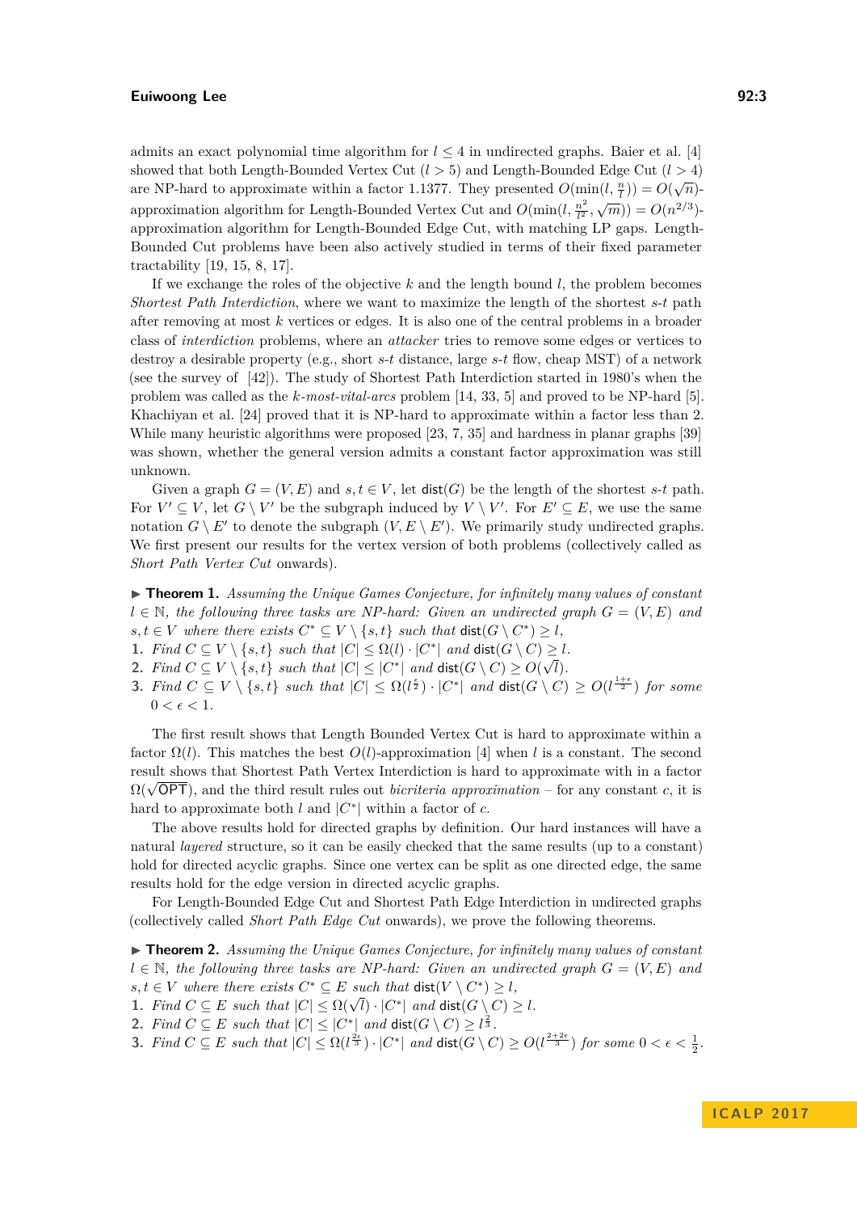admits an exact polynomial time algorithm for $l \leq 4$ in undirected graphs. Baier et al. [4] showed that both Length-Bounded Vertex Cut ($l > 5$) and Length-Bounded Edge Cut ($l > 4$) are NP-hard to approximate within a factor 1.1377. They presented $O(\min(l, \frac{n}{l})) = O(\sqrt{n})$-approximation algorithm for Length-Bounded Vertex Cut and $O(\min(l, \frac{n^2}{l^2}, \sqrt{m})) = O(n^{2/3})$-approximation algorithm for Length-Bounded Edge Cut, with matching LP gaps. Length-Bounded Cut problems have been also actively studied in terms of their fixed parameter tractability [19, 15, 8, 17].

If we exchange the roles of the objective $k$ and the length bound $l$, the problem becomes *Shortest Path Interdiction*, where we want to maximize the length of the shortest $s$-$t$ path after removing at most $k$ vertices or edges. It is also one of the central problems in a broader class of *interdiction* problems, where an *attacker* tries to remove some edges or vertices to destroy a desirable property (e.g., short $s$-$t$ distance, large $s$-$t$ flow, cheap MST) of a network (see the survey of [42]). The study of Shortest Path Interdiction started in 1980's when the problem was called as the $k$-*most-vital-arcs* problem [14, 33, 5] and proved to be NP-hard [5]. Khachiyan et al. [24] proved that it is NP-hard to approximate within a factor less than 2. While many heuristic algorithms were proposed [23, 7, 35] and hardness in planar graphs [39] was shown, whether the general version admits a constant factor approximation was still unknown.

Given a graph $G = (V, E)$ and $s, t \in V$, let $\mathsf{dist}(G)$ be the length of the shortest $s$-$t$ path. For $V' \subseteq V$, let $G \setminus V'$ be the subgraph induced by $V \setminus V'$. For $E' \subseteq E$, we use the same notation $G \setminus E'$ to denote the subgraph $(V, E \setminus E')$. We primarily study undirected graphs. We first present our results for the vertex version of both problems (collectively called as *Short Path Vertex Cut* onwards).

▶ **Theorem 1.** *Assuming the Unique Games Conjecture, for infinitely many values of constant $l \in \mathbb{N}$, the following three tasks are NP-hard: Given an undirected graph $G = (V, E)$ and $s, t \in V$ where there exists $C^* \subseteq V \setminus \{s, t\}$ such that $\mathsf{dist}(G \setminus C^*) \geq l$,*

1. *Find $C \subseteq V \setminus \{s, t\}$ such that $|C| \leq \Omega(l) \cdot |C^*|$ and $\mathsf{dist}(G \setminus C) \geq l$.*
2. *Find $C \subseteq V \setminus \{s, t\}$ such that $|C| \leq |C^*|$ and $\mathsf{dist}(G \setminus C) \geq O(\sqrt{l})$.*
3. *Find $C \subseteq V \setminus \{s, t\}$ such that $|C| \leq \Omega(l^{\frac{\epsilon}{2}}) \cdot |C^*|$ and $\mathsf{dist}(G \setminus C) \geq O(l^{\frac{1+\epsilon}{2}})$ for some $0 < \epsilon < 1$.*

The first result shows that Length Bounded Vertex Cut is hard to approximate within a factor $\Omega(l)$. This matches the best $O(l)$-approximation [4] when $l$ is a constant. The second result shows that Shortest Path Vertex Interdiction is hard to approximate with in a factor $\Omega(\sqrt{\mathsf{OPT}})$, and the third result rules out *bicriteria approximation* – for any constant $c$, it is hard to approximate both $l$ and $|C^*|$ within a factor of $c$.

The above results hold for directed graphs by definition. Our hard instances will have a natural *layered* structure, so it can be easily checked that the same results (up to a constant) hold for directed acyclic graphs. Since one vertex can be split as one directed edge, the same results hold for the edge version in directed acyclic graphs.

For Length-Bounded Edge Cut and Shortest Path Edge Interdiction in undirected graphs (collectively called *Short Path Edge Cut* onwards), we prove the following theorems.

▶ **Theorem 2.** *Assuming the Unique Games Conjecture, for infinitely many values of constant $l \in \mathbb{N}$, the following three tasks are NP-hard: Given an undirected graph $G = (V, E)$ and $s, t \in V$ where there exists $C^* \subseteq E$ such that $\mathsf{dist}(V \setminus C^*) \geq l$,*

1. *Find $C \subseteq E$ such that $|C| \leq \Omega(\sqrt{l}) \cdot |C^*|$ and $\mathsf{dist}(G \setminus C) \geq l$.*
2. *Find $C \subseteq E$ such that $|C| \leq |C^*|$ and $\mathsf{dist}(G \setminus C) \geq l^{\frac{2}{3}}$.*
3. *Find $C \subseteq E$ such that $|C| \leq \Omega(l^{\frac{2\epsilon}{3}}) \cdot |C^*|$ and $\mathsf{dist}(G \setminus C) \geq O(l^{\frac{2+2\epsilon}{3}})$ for some $0 < \epsilon < \frac{1}{2}$.*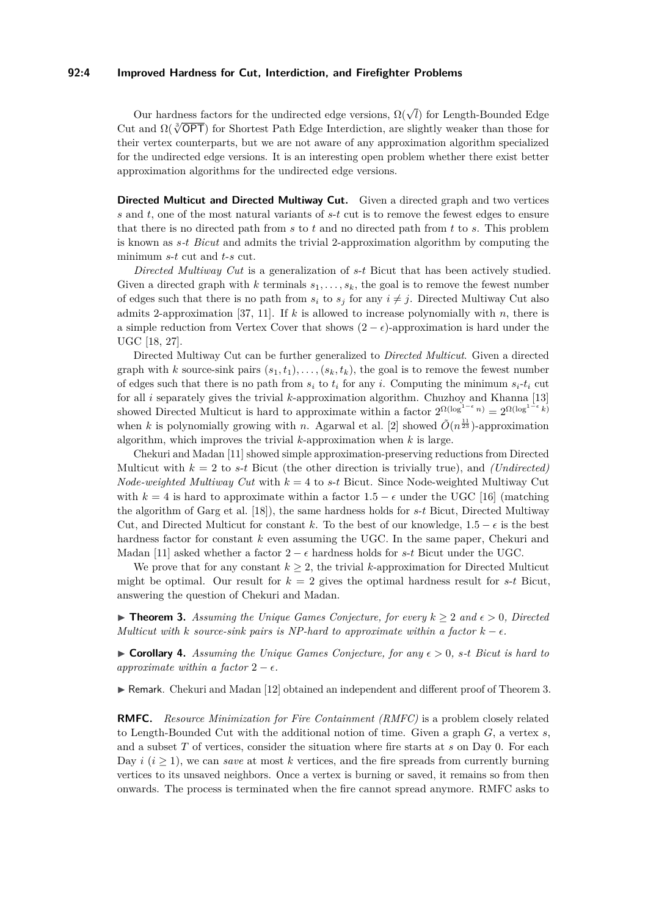Our hardness factors for the undirected edge versions, $\Omega(\sqrt{l})$ for Length-Bounded Edge Cut and $\Omega(\sqrt[3]{\mathsf{OPT}})$ for Shortest Path Edge Interdiction, are slightly weaker than those for their vertex counterparts, but we are not aware of any approximation algorithm specialized for the undirected edge versions. It is an interesting open problem whether there exist better approximation algorithms for the undirected edge versions.

**Directed Multicut and Directed Multiway Cut.** Given a directed graph and two vertices $s$ and $t$, one of the most natural variants of $s$-$t$ cut is to remove the fewest edges to ensure that there is no directed path from $s$ to $t$ and no directed path from $t$ to $s$. This problem is known as *$s$-$t$ Bicut* and admits the trivial 2-approximation algorithm by computing the minimum $s$-$t$ cut and $t$-$s$ cut.

*Directed Multiway Cut* is a generalization of $s$-$t$ Bicut that has been actively studied. Given a directed graph with $k$ terminals $s_1, \dots, s_k$, the goal is to remove the fewest number of edges such that there is no path from $s_i$ to $s_j$ for any $i \neq j$. Directed Multiway Cut also admits 2-approximation [37, 11]. If $k$ is allowed to increase polynomially with $n$, there is a simple reduction from Vertex Cover that shows $(2 - \epsilon)$-approximation is hard under the UGC [18, 27].

Directed Multiway Cut can be further generalized to *Directed Multicut*. Given a directed graph with $k$ source-sink pairs $(s_1, t_1), \dots, (s_k, t_k)$, the goal is to remove the fewest number of edges such that there is no path from $s_i$ to $t_i$ for any $i$. Computing the minimum $s_i$-$t_i$ cut for all $i$ separately gives the trivial $k$-approximation algorithm. Chuzhoy and Khanna [13] showed Directed Multicut is hard to approximate within a factor $2^{\Omega(\log^{1-\epsilon} n)} = 2^{\Omega(\log^{1-\epsilon} k)}$ when $k$ is polynomially growing with $n$. Agarwal et al. [2] showed $\tilde{O}(n^{\frac{11}{23}})$-approximation algorithm, which improves the trivial $k$-approximation when $k$ is large.

Chekuri and Madan [11] showed simple approximation-preserving reductions from Directed Multicut with $k = 2$ to $s$-$t$ Bicut (the other direction is trivially true), and *(Undirected) Node-weighted Multiway Cut* with $k = 4$ to $s$-$t$ Bicut. Since Node-weighted Multiway Cut with $k = 4$ is hard to approximate within a factor $1.5 - \epsilon$ under the UGC [16] (matching the algorithm of Garg et al. [18]), the same hardness holds for $s$-$t$ Bicut, Directed Multiway Cut, and Directed Multicut for constant $k$. To the best of our knowledge, $1.5 - \epsilon$ is the best hardness factor for constant $k$ even assuming the UGC. In the same paper, Chekuri and Madan [11] asked whether a factor $2 - \epsilon$ hardness holds for $s$-$t$ Bicut under the UGC.

We prove that for any constant $k \geq 2$, the trivial $k$-approximation for Directed Multicut might be optimal. Our result for $k = 2$ gives the optimal hardness result for $s$-$t$ Bicut, answering the question of Chekuri and Madan.

▶ **Theorem 3.** *Assuming the Unique Games Conjecture, for every $k \geq 2$ and $\epsilon > 0$, Directed Multicut with $k$ source-sink pairs is NP-hard to approximate within a factor $k - \epsilon$.*

▶ **Corollary 4.** *Assuming the Unique Games Conjecture, for any $\epsilon > 0$, $s$-$t$ Bicut is hard to approximate within a factor $2 - \epsilon$.*

▶ Remark. Chekuri and Madan [12] obtained an independent and different proof of Theorem 3.

**RMFC.** *Resource Minimization for Fire Containment (RMFC)* is a problem closely related to Length-Bounded Cut with the additional notion of time. Given a graph $G$, a vertex $s$, and a subset $T$ of vertices, consider the situation where fire starts at $s$ on Day 0. For each Day $i$ ($i \geq 1$), we can *save* at most $k$ vertices, and the fire spreads from currently burning vertices to its unsaved neighbors. Once a vertex is burning or saved, it remains so from then onwards. The process is terminated when the fire cannot spread anymore. RMFC asks to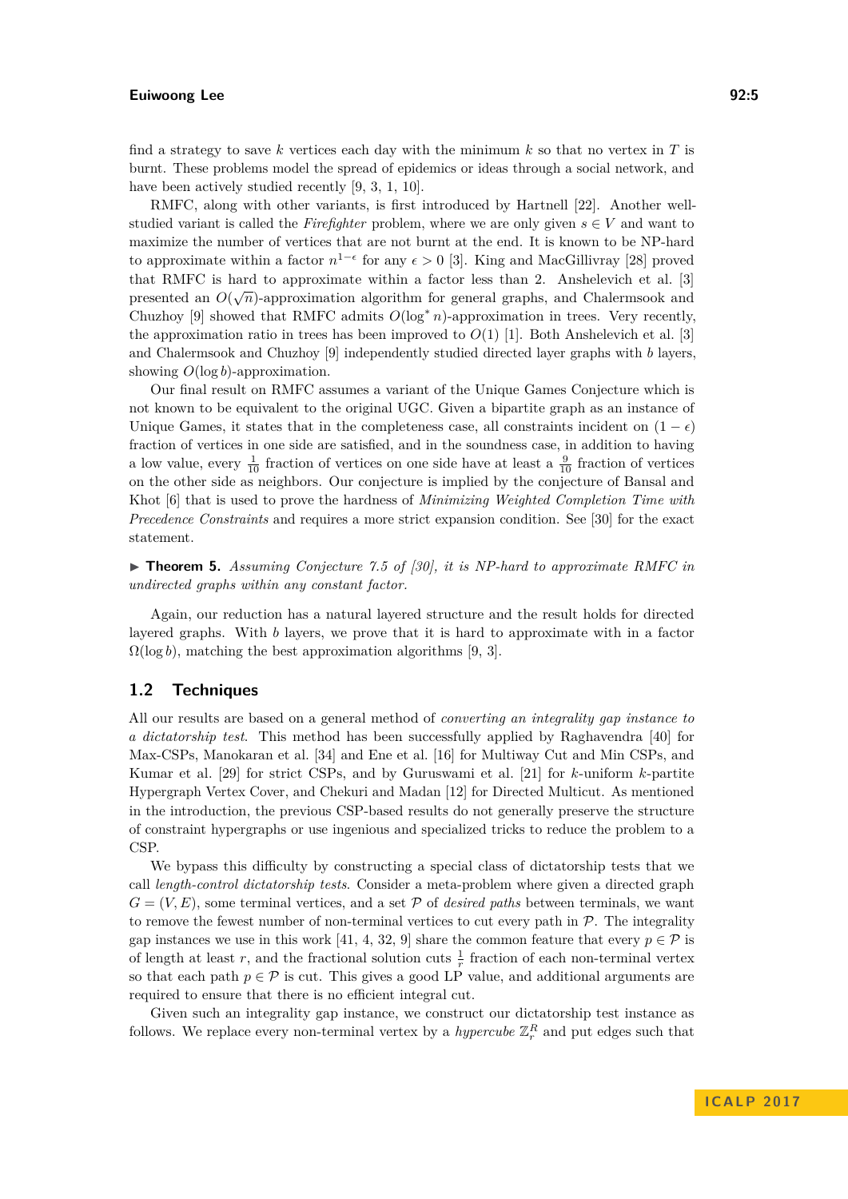find a strategy to save $k$ vertices each day with the minimum $k$ so that no vertex in $T$ is burnt. These problems model the spread of epidemics or ideas through a social network, and have been actively studied recently [9, 3, 1, 10].

RMFC, along with other variants, is first introduced by Hartnell [22]. Another well-studied variant is called the *Firefighter* problem, where we are only given $s \in V$ and want to maximize the number of vertices that are not burnt at the end. It is known to be NP-hard to approximate within a factor $n^{1-\epsilon}$ for any $\epsilon > 0$ [3]. King and MacGillivray [28] proved that RMFC is hard to approximate within a factor less than 2. Anshelevich et al. [3] presented an $O(\sqrt{n})$-approximation algorithm for general graphs, and Chalermsook and Chuzhoy [9] showed that RMFC admits $O(\log^* n)$-approximation in trees. Very recently, the approximation ratio in trees has been improved to $O(1)$ [1]. Both Anshelevich et al. [3] and Chalermsook and Chuzhoy [9] independently studied directed layer graphs with $b$ layers, showing $O(\log b)$-approximation.

Our final result on RMFC assumes a variant of the Unique Games Conjecture which is not known to be equivalent to the original UGC. Given a bipartite graph as an instance of Unique Games, it states that in the completeness case, all constraints incident on $(1-\epsilon)$ fraction of vertices in one side are satisfied, and in the soundness case, in addition to having a low value, every $\frac{1}{10}$ fraction of vertices on one side have at least a $\frac{9}{10}$ fraction of vertices on the other side as neighbors. Our conjecture is implied by the conjecture of Bansal and Khot [6] that is used to prove the hardness of *Minimizing Weighted Completion Time with Precedence Constraints* and requires a more strict expansion condition. See [30] for the exact statement.

▶ **Theorem 5.** *Assuming Conjecture 7.5 of [30], it is NP-hard to approximate RMFC in undirected graphs within any constant factor.*

Again, our reduction has a natural layered structure and the result holds for directed layered graphs. With $b$ layers, we prove that it is hard to approximate with in a factor $\Omega(\log b)$, matching the best approximation algorithms [9, 3].

## 1.2 Techniques

All our results are based on a general method of *converting an integrality gap instance to a dictatorship test*. This method has been successfully applied by Raghavendra [40] for Max-CSPs, Manokaran et al. [34] and Ene et al. [16] for Multiway Cut and Min CSPs, and Kumar et al. [29] for strict CSPs, and by Guruswami et al. [21] for $k$-uniform $k$-partite Hypergraph Vertex Cover, and Chekuri and Madan [12] for Directed Multicut. As mentioned in the introduction, the previous CSP-based results do not generally preserve the structure of constraint hypergraphs or use ingenious and specialized tricks to reduce the problem to a CSP.

We bypass this difficulty by constructing a special class of dictatorship tests that we call *length-control dictatorship tests*. Consider a meta-problem where given a directed graph $G = (V, E)$, some terminal vertices, and a set $\mathcal{P}$ of *desired paths* between terminals, we want to remove the fewest number of non-terminal vertices to cut every path in $\mathcal{P}$. The integrality gap instances we use in this work [41, 4, 32, 9] share the common feature that every $p \in \mathcal{P}$ is of length at least $r$, and the fractional solution cuts $\frac{1}{r}$ fraction of each non-terminal vertex so that each path $p \in \mathcal{P}$ is cut. This gives a good LP value, and additional arguments are required to ensure that there is no efficient integral cut.

Given such an integrality gap instance, we construct our dictatorship test instance as follows. We replace every non-terminal vertex by a *hypercube* $\mathbb{Z}_r^R$ and put edges such that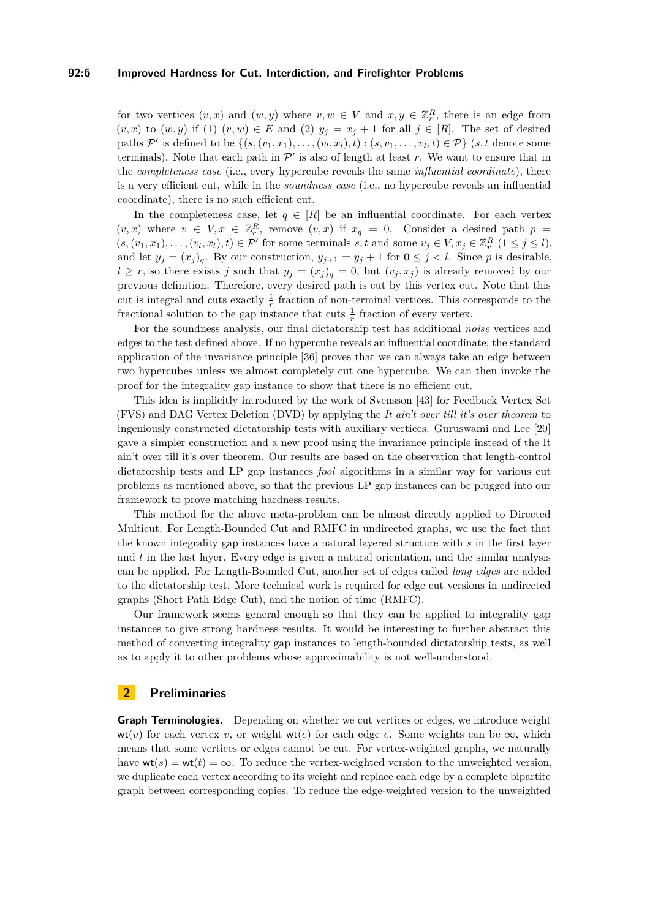for two vertices $(v, x)$ and $(w, y)$ where $v, w \in V$ and $x, y \in \mathbb{Z}_r^R$, there is an edge from $(v, x)$ to $(w, y)$ if (1) $(v, w) \in E$ and (2) $y_j = x_j + 1$ for all $j \in [R]$. The set of desired paths $\mathcal{P}'$ is defined to be $\{(s, (v_1, x_1), \ldots, (v_l, x_l), t) : (s, v_1, \ldots, v_l, t) \in \mathcal{P}\}$ ($s, t$ denote some terminals). Note that each path in $\mathcal{P}'$ is also of length at least $r$. We want to ensure that in the *completeness case* (i.e., every hypercube reveals the same *influential coordinate*), there is a very efficient cut, while in the *soundness case* (i.e., no hypercube reveals an influential coordinate), there is no such efficient cut.

In the completeness case, let $q \in [R]$ be an influential coordinate. For each vertex $(v, x)$ where $v \in V, x \in \mathbb{Z}_r^R$, remove $(v, x)$ if $x_q = 0$. Consider a desired path $p = (s, (v_1, x_1), \ldots, (v_l, x_l), t) \in \mathcal{P}'$ for some terminals $s, t$ and some $v_j \in V, x_j \in \mathbb{Z}_r^R$ $(1 \le j \le l)$, and let $y_j = (x_j)_q$. By our construction, $y_{j+1} = y_j + 1$ for $0 \le j < l$. Since $p$ is desirable, $l \ge r$, so there exists $j$ such that $y_j = (x_j)_q = 0$, but $(v_j, x_j)$ is already removed by our previous definition. Therefore, every desired path is cut by this vertex cut. Note that this cut is integral and cuts exactly $\frac{1}{r}$ fraction of non-terminal vertices. This corresponds to the fractional solution to the gap instance that cuts $\frac{1}{r}$ fraction of every vertex.

For the soundness analysis, our final dictatorship test has additional *noise* vertices and edges to the test defined above. If no hypercube reveals an influential coordinate, the standard application of the invariance principle [36] proves that we can always take an edge between two hypercubes unless we almost completely cut one hypercube. We can then invoke the proof for the integrality gap instance to show that there is no efficient cut.

This idea is implicitly introduced by the work of Svensson [43] for Feedback Vertex Set (FVS) and DAG Vertex Deletion (DVD) by applying the *It ain't over till it's over theorem* to ingeniously constructed dictatorship tests with auxiliary vertices. Guruswami and Lee [20] gave a simpler construction and a new proof using the invariance principle instead of the It ain't over till it's over theorem. Our results are based on the observation that length-control dictatorship tests and LP gap instances *fool* algorithms in a similar way for various cut problems as mentioned above, so that the previous LP gap instances can be plugged into our framework to prove matching hardness results.

This method for the above meta-problem can be almost directly applied to Directed Multicut. For Length-Bounded Cut and RMFC in undirected graphs, we use the fact that the known integrality gap instances have a natural layered structure with $s$ in the first layer and $t$ in the last layer. Every edge is given a natural orientation, and the similar analysis can be applied. For Length-Bounded Cut, another set of edges called *long edges* are added to the dictatorship test. More technical work is required for edge cut versions in undirected graphs (Short Path Edge Cut), and the notion of time (RMFC).

Our framework seems general enough so that they can be applied to integrality gap instances to give strong hardness results. It would be interesting to further abstract this method of converting integrality gap instances to length-bounded dictatorship tests, as well as to apply it to other problems whose approximability is not well-understood.

## 2 Preliminaries

**Graph Terminologies.** Depending on whether we cut vertices or edges, we introduce weight $\mathsf{wt}(v)$ for each vertex $v$, or weight $\mathsf{wt}(e)$ for each edge $e$. Some weights can be $\infty$, which means that some vertices or edges cannot be cut. For vertex-weighted graphs, we naturally have $\mathsf{wt}(s) = \mathsf{wt}(t) = \infty$. To reduce the vertex-weighted version to the unweighted version, we duplicate each vertex according to its weight and replace each edge by a complete bipartite graph between corresponding copies. To reduce the edge-weighted version to the unweighted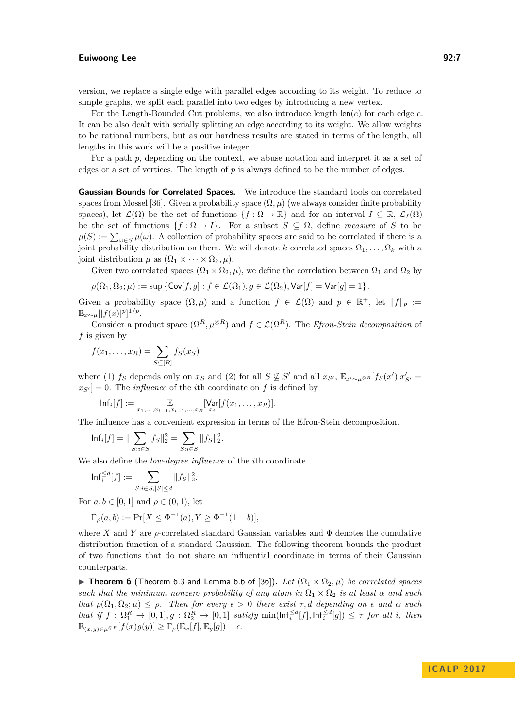version, we replace a single edge with parallel edges according to its weight. To reduce to simple graphs, we split each parallel into two edges by introducing a new vertex.

For the Length-Bounded Cut problems, we also introduce length $\mathsf{len}(e)$ for each edge $e$. It can be also dealt with serially splitting an edge according to its weight. We allow weights to be rational numbers, but as our hardness results are stated in terms of the length, all lengths in this work will be a positive integer.

For a path $p$, depending on the context, we abuse notation and interpret it as a set of edges or a set of vertices. The length of $p$ is always defined to be the number of edges.

**Gaussian Bounds for Correlated Spaces.** We introduce the standard tools on correlated spaces from Mossel [36]. Given a probability space $(\Omega, \mu)$ (we always consider finite probability spaces), let $\mathcal{L}(\Omega)$ be the set of functions $\{f : \Omega \to \mathbb{R}\}$ and for an interval $I \subseteq \mathbb{R}$, $\mathcal{L}_I(\Omega)$ be the set of functions $\{f : \Omega \to I\}$. For a subset $S \subseteq \Omega$, define *measure* of $S$ to be $\mu(S) := \sum_{\omega \in S} \mu(\omega)$. A collection of probability spaces are said to be correlated if there is a joint probability distribution on them. We will denote $k$ correlated spaces $\Omega_1, \dots, \Omega_k$ with a joint distribution $\mu$ as $(\Omega_1 \times \cdots \times \Omega_k, \mu)$.

Given two correlated spaces $(\Omega_1 \times \Omega_2, \mu)$, we define the correlation between $\Omega_1$ and $\Omega_2$ by

$$\rho(\Omega_1, \Omega_2; \mu) := \sup \{\mathsf{Cov}[f, g] : f \in \mathcal{L}(\Omega_1), g \in \mathcal{L}(\Omega_2), \mathsf{Var}[f] = \mathsf{Var}[g] = 1\}.$$

Given a probability space $(\Omega, \mu)$ and a function $f \in \mathcal{L}(\Omega)$ and $p \in \mathbb{R}^+$, let $\|f\|_p := \mathbb{E}_{x \sim \mu}[|f(x)|^p]^{1/p}$.

Consider a product space $(\Omega^R, \mu^{\otimes R})$ and $f \in \mathcal{L}(\Omega^R)$. The *Efron-Stein decomposition* of $f$ is given by

$$f(x_1, \dots, x_R) = \sum_{S \subseteq [R]} f_S(x_S)$$

where (1) $f_S$ depends only on $x_S$ and (2) for all $S \not\subseteq S'$ and all $x_{S'}$, $\mathbb{E}_{x' \sim \mu^{\otimes R}}[f_S(x') | x'_{S'} = x_{S'}] = 0$. The *influence* of the $i$th coordinate on $f$ is defined by

$$\mathsf{Inf}_i[f] := \mathop{\mathbb{E}}_{x_1, \dots, x_{i-1}, x_{i+1}, \dots, x_R} [\mathop{\mathsf{Var}}_{x_i}[f(x_1, \dots, x_R)]].$$

The influence has a convenient expression in terms of the Efron-Stein decomposition.

$$\mathsf{Inf}_i[f] = \| \sum_{S : i \in S} f_S \|_2^2 = \sum_{S : i \in S} \|f_S\|_2^2.$$

We also define the *low-degree influence* of the $i$th coordinate.

$$\mathsf{Inf}_i^{\leq d}[f] := \sum_{S : i \in S, |S| \leq d} \|f_S\|_2^2.$$

For $a, b \in [0, 1]$ and $\rho \in (0, 1)$, let

$$\Gamma_\rho(a, b) := \Pr[X \leq \Phi^{-1}(a), Y \geq \Phi^{-1}(1 - b)],$$

where $X$ and $Y$ are $\rho$-correlated standard Gaussian variables and $\Phi$ denotes the cumulative distribution function of a standard Gaussian. The following theorem bounds the product of two functions that do not share an influential coordinate in terms of their Gaussian counterparts.

▶ **Theorem 6** (Theorem 6.3 and Lemma 6.6 of [36]). *Let $(\Omega_1 \times \Omega_2, \mu)$ be correlated spaces such that the minimum nonzero probability of any atom in $\Omega_1 \times \Omega_2$ is at least $\alpha$ and such that $\rho(\Omega_1, \Omega_2; \mu) \leq \rho$. Then for every $\epsilon > 0$ there exist $\tau, d$ depending on $\epsilon$ and $\alpha$ such that if $f : \Omega_1^R \to [0, 1], g : \Omega_2^R \to [0, 1]$ satisfy $\min(\mathsf{Inf}_i^{\leq d}[f], \mathsf{Inf}_i^{\leq d}[g]) \leq \tau$ for all $i$, then $\mathbb{E}_{(x,y) \in \mu^{\otimes R}}[f(x)g(y)] \geq \Gamma_\rho(\mathbb{E}_x[f], \mathbb{E}_y[g]) - \epsilon$.*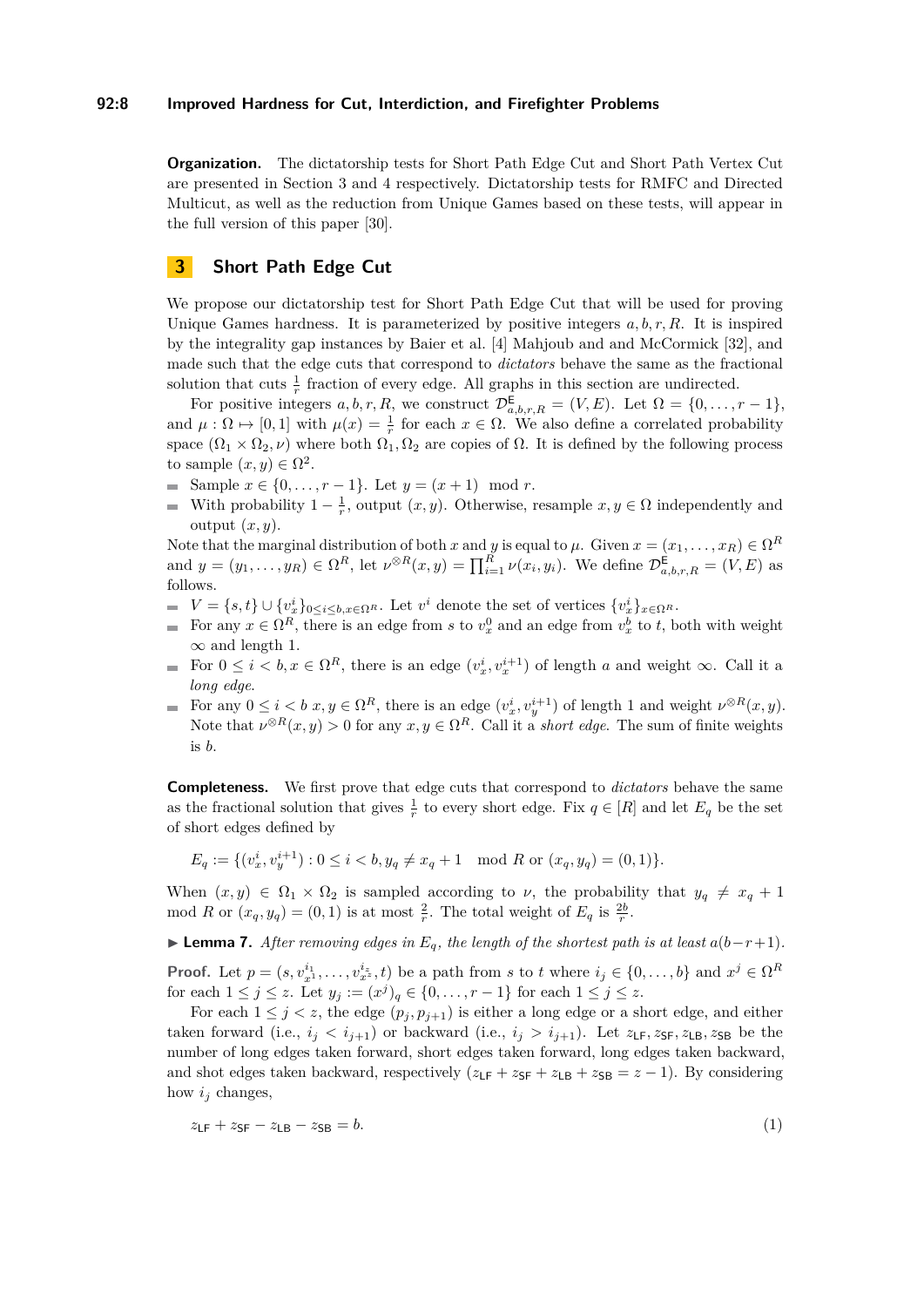**Organization.** The dictatorship tests for Short Path Edge Cut and Short Path Vertex Cut are presented in Section 3 and 4 respectively. Dictatorship tests for RMFC and Directed Multicut, as well as the reduction from Unique Games based on these tests, will appear in the full version of this paper [30].

## 3 Short Path Edge Cut

We propose our dictatorship test for Short Path Edge Cut that will be used for proving Unique Games hardness. It is parameterized by positive integers $a, b, r, R$. It is inspired by the integrality gap instances by Baier et al. [4] Mahjoub and and McCormick [32], and made such that the edge cuts that correspond to *dictators* behave the same as the fractional solution that cuts $\frac{1}{r}$ fraction of every edge. All graphs in this section are undirected.

For positive integers $a, b, r, R$, we construct $\mathcal{D}^{\mathsf{E}}_{a,b,r,R} = (V, E)$. Let $\Omega = \{0, \dots, r-1\}$, and $\mu : \Omega \mapsto [0, 1]$ with $\mu(x) = \frac{1}{r}$ for each $x \in \Omega$. We also define a correlated probability space $(\Omega_1 \times \Omega_2, \nu)$ where both $\Omega_1, \Omega_2$ are copies of $\Omega$. It is defined by the following process to sample $(x, y) \in \Omega^2$.

- Sample $x \in \{0, \dots, r-1\}$. Let $y = (x + 1) \mod r$.
- With probability $1 - \frac{1}{r}$, output $(x, y)$. Otherwise, resample $x, y \in \Omega$ independently and output $(x, y)$.

Note that the marginal distribution of both $x$ and $y$ is equal to $\mu$. Given $x = (x_1, \dots, x_R) \in \Omega^R$ and $y = (y_1, \dots, y_R) \in \Omega^R$, let $\nu^{\otimes R}(x, y) = \prod_{i=1}^{R} \nu(x_i, y_i)$. We define $\mathcal{D}^{\mathsf{E}}_{a,b,r,R} = (V, E)$ as follows.

- $V = \{s, t\} \cup \{v^i_x\}_{0 \le i \le b, x \in \Omega^R}$. Let $v^i$ denote the set of vertices $\{v^i_x\}_{x \in \Omega^R}$.
- For any $x \in \Omega^R$, there is an edge from $s$ to $v^0_x$ and an edge from $v^b_x$ to $t$, both with weight $\infty$ and length 1.
- For $0 \le i < b, x \in \Omega^R$, there is an edge $(v^i_x, v^{i+1}_x)$ of length $a$ and weight $\infty$. Call it a *long edge*.
- For any $0 \le i < b$ $x, y \in \Omega^R$, there is an edge $(v^i_x, v^{i+1}_y)$ of length 1 and weight $\nu^{\otimes R}(x, y)$. Note that $\nu^{\otimes R}(x, y) > 0$ for any $x, y \in \Omega^R$. Call it a *short edge*. The sum of finite weights is $b$.

**Completeness.** We first prove that edge cuts that correspond to *dictators* behave the same as the fractional solution that gives $\frac{1}{r}$ to every short edge. Fix $q \in [R]$ and let $E_q$ be the set of short edges defined by

$$E_q := \{(v^i_x, v^{i+1}_y) : 0 \le i < b, y_q \ne x_q + 1 \mod R \text{ or } (x_q, y_q) = (0, 1)\}.$$

When $(x, y) \in \Omega_1 \times \Omega_2$ is sampled according to $\nu$, the probability that $y_q \ne x_q + 1 \mod R$ or $(x_q, y_q) = (0, 1)$ is at most $\frac{2}{r}$. The total weight of $E_q$ is $\frac{2b}{r}$.

▶ **Lemma 7.** *After removing edges in $E_q$, the length of the shortest path is at least $a(b - r + 1)$.*

**Proof.** Let $p = (s, v^{i_1}_{x^1}, \dots, v^{i_z}_{x^z}, t)$ be a path from $s$ to $t$ where $i_j \in \{0, \dots, b\}$ and $x^j \in \Omega^R$ for each $1 \le j \le z$. Let $y_j := (x^j)_q \in \{0, \dots, r-1\}$ for each $1 \le j \le z$.

For each $1 \le j < z$, the edge $(p_j, p_{j+1})$ is either a long edge or a short edge, and either taken forward (i.e., $i_j < i_{j+1}$) or backward (i.e., $i_j > i_{j+1}$). Let $z_{\mathsf{LF}}, z_{\mathsf{SF}}, z_{\mathsf{LB}}, z_{\mathsf{SB}}$ be the number of long edges taken forward, short edges taken forward, long edges taken backward, and shot edges taken backward, respectively ($z_{\mathsf{LF}} + z_{\mathsf{SF}} + z_{\mathsf{LB}} + z_{\mathsf{SB}} = z - 1$). By considering how $i_j$ changes,

$$z_{\mathsf{LF}} + z_{\mathsf{SF}} - z_{\mathsf{LB}} - z_{\mathsf{SB}} = b. \tag{1}$$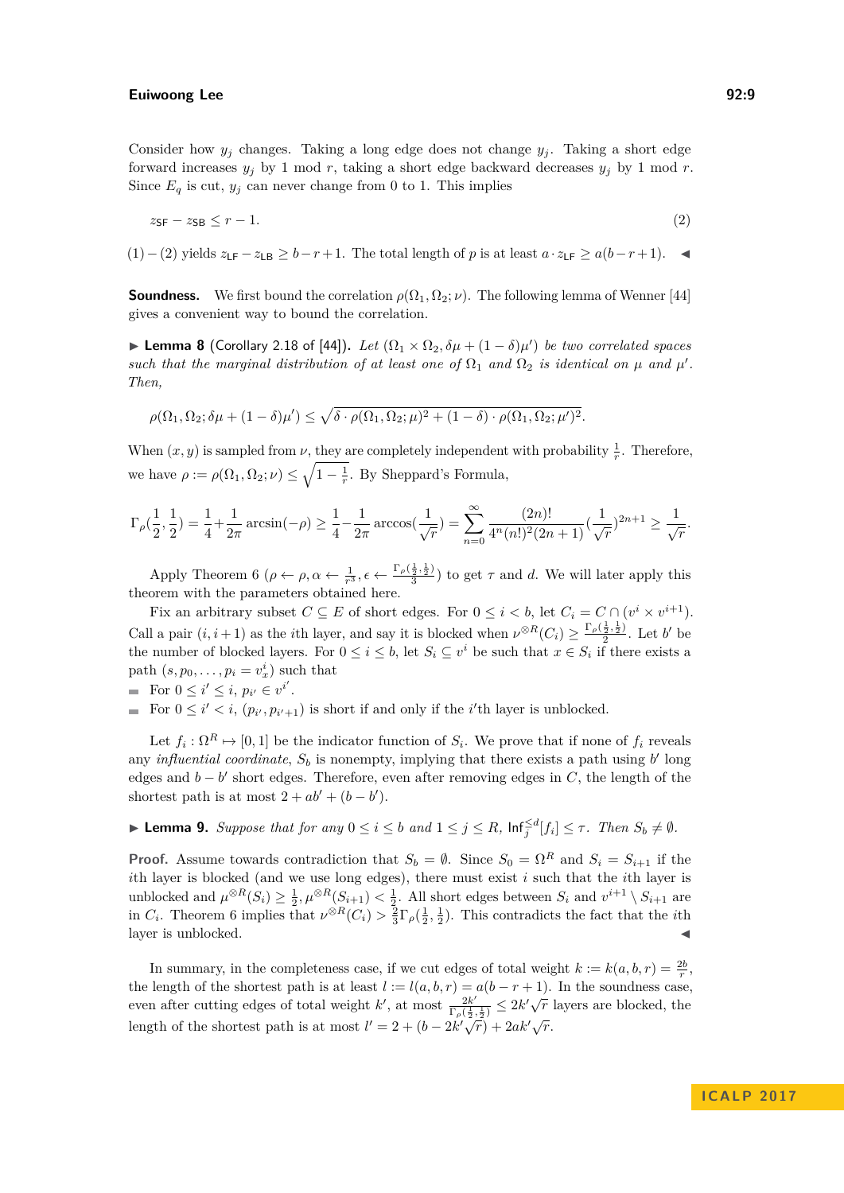Consider how $y_j$ changes. Taking a long edge does not change $y_j$. Taking a short edge forward increases $y_j$ by 1 mod $r$, taking a short edge backward decreases $y_j$ by 1 mod $r$. Since $E_q$ is cut, $y_j$ can never change from 0 to 1. This implies

$$z_{\mathsf{SF}} - z_{\mathsf{SB}} \leq r - 1. \tag{2}$$

(1) − (2) yields $z_{\mathsf{LF}} - z_{\mathsf{LB}} \geq b - r + 1$. The total length of $p$ is at least $a \cdot z_{\mathsf{LF}} \geq a(b - r + 1)$. ◀

**Soundness.** We first bound the correlation $\rho(\Omega_1, \Omega_2; \nu)$. The following lemma of Wenner [44] gives a convenient way to bound the correlation.

▶ **Lemma 8** (Corollary 2.18 of [44]). *Let $(\Omega_1 \times \Omega_2, \delta\mu + (1 - \delta)\mu')$ be two correlated spaces such that the marginal distribution of at least one of $\Omega_1$ and $\Omega_2$ is identical on $\mu$ and $\mu'$. Then,*

$$\rho(\Omega_1, \Omega_2; \delta\mu + (1 - \delta)\mu') \leq \sqrt{\delta \cdot \rho(\Omega_1, \Omega_2; \mu)^2 + (1 - \delta) \cdot \rho(\Omega_1, \Omega_2; \mu')^2}.$$

When $(x, y)$ is sampled from $\nu$, they are completely independent with probability $\frac{1}{r}$. Therefore, we have $\rho := \rho(\Omega_1, \Omega_2; \nu) \leq \sqrt{1 - \frac{1}{r}}$. By Sheppard's Formula,

$$\Gamma_\rho(\frac{1}{2}, \frac{1}{2}) = \frac{1}{4} + \frac{1}{2\pi} \arcsin(-\rho) \geq \frac{1}{4} - \frac{1}{2\pi} \arccos(\frac{1}{\sqrt{r}}) = \sum_{n=0}^{\infty} \frac{(2n)!}{4^n (n!)^2 (2n + 1)} (\frac{1}{\sqrt{r}})^{2n+1} \geq \frac{1}{\sqrt{r}}.$$

Apply Theorem 6 ($\rho \leftarrow \rho, \alpha \leftarrow \frac{1}{r^3}, \epsilon \leftarrow \frac{\Gamma_\rho(\frac{1}{2}, \frac{1}{2})}{3}$) to get $\tau$ and $d$. We will later apply this theorem with the parameters obtained here.

Fix an arbitrary subset $C \subseteq E$ of short edges. For $0 \leq i < b$, let $C_i = C \cap (v^i \times v^{i+1})$. Call a pair $(i, i+1)$ as the $i$th layer, and say it is blocked when $\nu^{\otimes R}(C_i) \geq \frac{\Gamma_\rho(\frac{1}{2}, \frac{1}{2})}{2}$. Let $b'$ be the number of blocked layers. For $0 \leq i \leq b$, let $S_i \subseteq v^i$ be such that $x \in S_i$ if there exists a path $(s, p_0, \ldots, p_i = v^i_x)$ such that

- For $0 \leq i' \leq i$, $p_{i'} \in v^{i'}$.
- For $0 \leq i' < i$, $(p_{i'}, p_{i'+1})$ is short if and only if the $i'$th layer is unblocked.

Let $f_i : \Omega^R \mapsto [0, 1]$ be the indicator function of $S_i$. We prove that if none of $f_i$ reveals any *influentical coordinate*, $S_b$ is nonempty, implying that there exists a path using $b'$ long edges and $b - b'$ short edges. Therefore, even after removing edges in $C$, the length of the shortest path is at most $2 + ab' + (b - b')$.

▶ **Lemma 9.** *Suppose that for any $0 \leq i \leq b$ and $1 \leq j \leq R$, $\mathsf{Inf}_j^{\leq d}[f_i] \leq \tau$. Then $S_b \neq \emptyset$.*

**Proof.** Assume towards contradiction that $S_b = \emptyset$. Since $S_0 = \Omega^R$ and $S_i = S_{i+1}$ if the $i$th layer is blocked (and we use long edges), there must exist $i$ such that the $i$th layer is unblocked and $\mu^{\otimes R}(S_i) \geq \frac{1}{2}, \mu^{\otimes R}(S_{i+1}) < \frac{1}{2}$. All short edges between $S_i$ and $v^{i+1} \setminus S_{i+1}$ are in $C_i$. Theorem 6 implies that $\nu^{\otimes R}(C_i) > \frac{2}{3}\Gamma_\rho(\frac{1}{2}, \frac{1}{2})$. This contradicts the fact that the $i$th layer is unblocked. ◀

In summary, in the completeness case, if we cut edges of total weight $k := k(a, b, r) = \frac{2b}{r}$, the length of the shortest path is at least $l := l(a, b, r) = a(b - r + 1)$. In the soundness case, even after cutting edges of total weight $k'$, at most $\frac{2k'}{\Gamma_\rho(\frac{1}{2}, \frac{1}{2})} \leq 2k'\sqrt{r}$ layers are blocked, the length of the shortest path is at most $l' = 2 + (b - 2k'\sqrt{r}) + 2ak'\sqrt{r}$.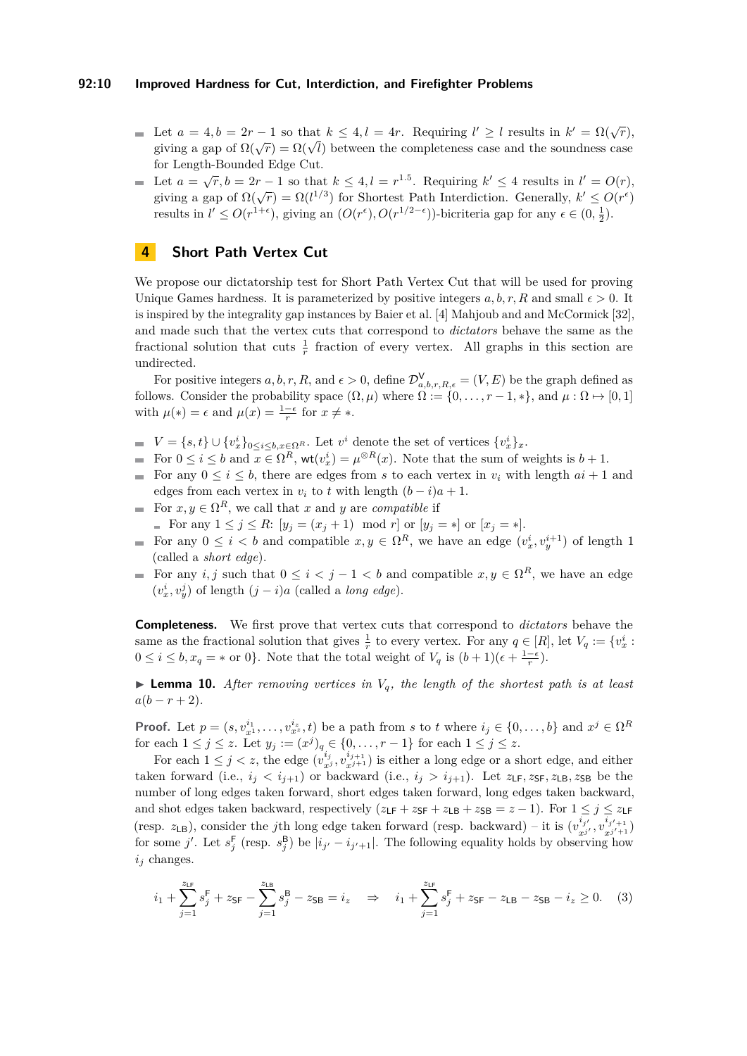- Let $a = 4, b = 2r - 1$ so that $k \le 4, l = 4r$. Requiring $l' \ge l$ results in $k' = \Omega(\sqrt{r})$, giving a gap of $\Omega(\sqrt{r}) = \Omega(\sqrt{l})$ between the completeness case and the soundness case for Length-Bounded Edge Cut.
- Let $a = \sqrt{r}, b = 2r - 1$ so that $k \le 4, l = r^{1.5}$. Requiring $k' \le 4$ results in $l' = O(r)$, giving a gap of $\Omega(\sqrt{r}) = \Omega(l^{1/3})$ for Shortest Path Interdiction. Generally, $k' \le O(r^{\epsilon})$ results in $l' \le O(r^{1+\epsilon})$, giving an $(O(r^{\epsilon}), O(r^{1/2-\epsilon}))$-bicriteria gap for any $\epsilon \in (0, \frac{1}{2})$.

# 4 Short Path Vertex Cut

We propose our dictatorship test for Short Path Vertex Cut that will be used for proving Unique Games hardness. It is parameterized by positive integers $a, b, r, R$ and small $\epsilon > 0$. It is inspired by the integrality gap instances by Baier et al. [4] Mahjoub and and McCormick [32], and made such that the vertex cuts that correspond to *dictators* behave the same as the fractional solution that cuts $\frac{1}{r}$ fraction of every vertex. All graphs in this section are undirected.

For positive integers $a, b, r, R$, and $\epsilon > 0$, define $\mathcal{D}^{\mathsf{V}}_{a,b,r,R,\epsilon} = (V, E)$ be the graph defined as follows. Consider the probability space $(\Omega, \mu)$ where $\Omega := \{0, \dots, r-1, *\}$, and $\mu : \Omega \mapsto [0, 1]$ with $\mu(*) = \epsilon$ and $\mu(x) = \frac{1-\epsilon}{r}$ for $x \ne *$.

- $V = \{s, t\} \cup \{v^i_x\}_{0 \le i \le b, x \in \Omega^R}$. Let $v^i$ denote the set of vertices $\{v^i_x\}_x$.
- For $0 \le i \le b$ and $x \in \Omega^R$, $\mathsf{wt}(v^i_x) = \mu^{\otimes R}(x)$. Note that the sum of weights is $b + 1$.
- For any $0 \le i \le b$, there are edges from $s$ to each vertex in $v_i$ with length $ai + 1$ and edges from each vertex in $v_i$ to $t$ with length $(b - i)a + 1$.
- For $x, y \in \Omega^R$, we call that $x$ and $y$ are *compatible* if
  - For any $1 \le j \le R$: $[y_j = (x_j + 1) \mod r]$ or $[y_j = *]$ or $[x_j = *]$.
- For any $0 \le i < b$ and compatible $x, y \in \Omega^R$, we have an edge $(v^i_x, v^{i+1}_y)$ of length 1 (called a *short edge*).
- For any $i, j$ such that $0 \le i < j - 1 < b$ and compatible $x, y \in \Omega^R$, we have an edge $(v^i_x, v^j_y)$ of length $(j - i)a$ (called a *long edge*).

**Completeness.** We first prove that vertex cuts that correspond to *dictators* behave the same as the fractional solution that gives $\frac{1}{r}$ to every vertex. For any $q \in [R]$, let $V_q := \{v^i_x : 0 \le i \le b, x_q = * \text{ or } 0\}$. Note that the total weight of $V_q$ is $(b + 1)(\epsilon + \frac{1-\epsilon}{r})$.

▶ **Lemma 10.** *After removing vertices in $V_q$, the length of the shortest path is at least $a(b - r + 2)$.*

**Proof.** Let $p = (s, v^{i_1}_{x^1}, \dots, v^{i_z}_{x^z}, t)$ be a path from $s$ to $t$ where $i_j \in \{0, \dots, b\}$ and $x^j \in \Omega^R$ for each $1 \le j \le z$. Let $y_j := (x^j)_q \in \{0, \dots, r-1\}$ for each $1 \le j \le z$.

For each $1 \le j < z$, the edge $(v^{i_j}_{x^j}, v^{i_{j+1}}_{x^{j+1}})$ is either a long edge or a short edge, and either taken forward (i.e., $i_j < i_{j+1}$) or backward (i.e., $i_j > i_{j+1}$). Let $z_{\mathsf{LF}}, z_{\mathsf{SF}}, z_{\mathsf{LB}}, z_{\mathsf{SB}}$ be the number of long edges taken forward, short edges taken forward, long edges taken backward, and shot edges taken backward, respectively ($z_{\mathsf{LF}} + z_{\mathsf{SF}} + z_{\mathsf{LB}} + z_{\mathsf{SB}} = z - 1$). For $1 \le j \le z_{\mathsf{LF}}$ (resp. $z_{\mathsf{LB}}$), consider the $j$th long edge taken forward (resp. backward) – it is $(v^{i_{j'}}_{x^{j'}}, v^{i_{j'+1}}_{x^{j'+1}})$ for some $j'$. Let $s^{\mathsf{F}}_j$ (resp. $s^{\mathsf{B}}_j$) be $|i_{j'} - i_{j'+1}|$. The following equality holds by observing how $i_j$ changes.

$$i_1 + \sum_{j=1}^{z_{\mathsf{LF}}} s^{\mathsf{F}}_j + z_{\mathsf{SF}} - \sum_{j=1}^{z_{\mathsf{LB}}} s^{\mathsf{B}}_j - z_{\mathsf{SB}} = i_z \quad \Rightarrow \quad i_1 + \sum_{j=1}^{z_{\mathsf{LF}}} s^{\mathsf{F}}_j + z_{\mathsf{SF}} - z_{\mathsf{LB}} - z_{\mathsf{SB}} - i_z \ge 0. \quad (3)$$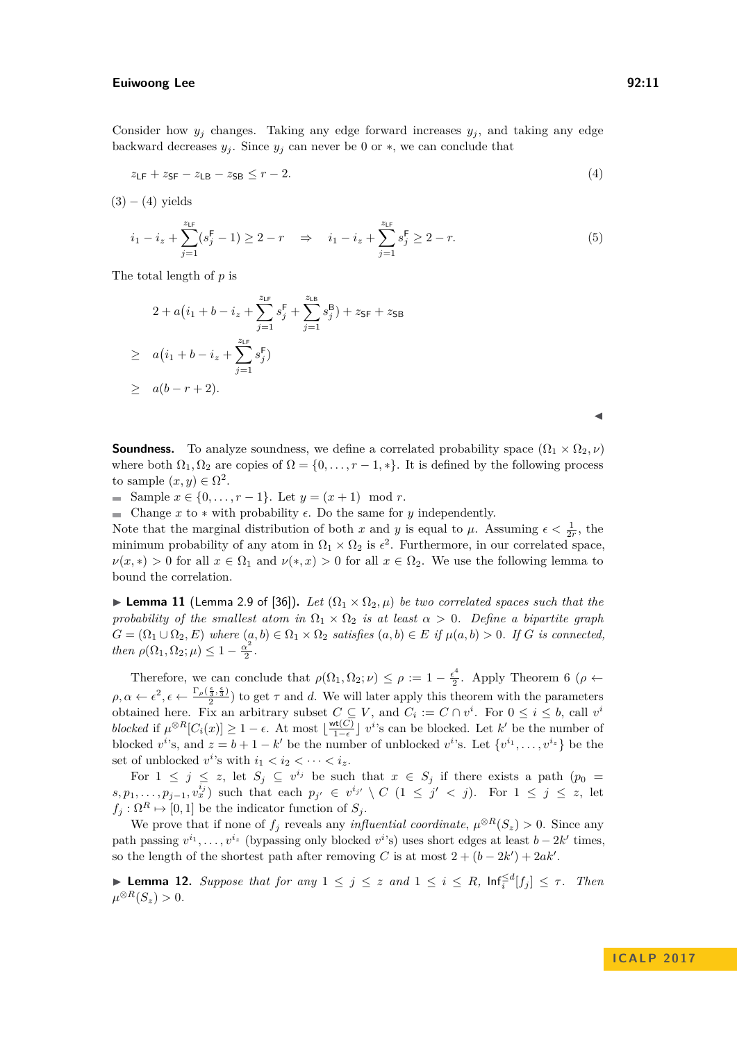Consider how $y_j$ changes. Taking any edge forward increases $y_j$, and taking any edge backward decreases $y_j$. Since $y_j$ can never be 0 or $*$, we can conclude that

$$z_{\mathsf{LF}} + z_{\mathsf{SF}} - z_{\mathsf{LB}} - z_{\mathsf{SB}} \leq r - 2. \tag{4}$$

(3) $-$ (4) yields

$$i_1 - i_z + \sum_{j=1}^{z_{\mathsf{LF}}} (s_j^{\mathsf{F}} - 1) \geq 2 - r \quad \Rightarrow \quad i_1 - i_z + \sum_{j=1}^{z_{\mathsf{LF}}} s_j^{\mathsf{F}} \geq 2 - r. \tag{5}$$

The total length of $p$ is

$$
\begin{aligned}
& 2 + a\big(i_1 + b - i_z + \sum_{j=1}^{z_{\mathsf{LF}}} s_j^{\mathsf{F}} + \sum_{j=1}^{z_{\mathsf{LB}}} s_j^{\mathsf{B}}\big) + z_{\mathsf{SF}} + z_{\mathsf{SB}} \\
\geq \quad & a\big(i_1 + b - i_z + \sum_{j=1}^{z_{\mathsf{LF}}} s_j^{\mathsf{F}}\big) \\
\geq \quad & a(b - r + 2).
\end{aligned}
$$

◀

**Soundness.** To analyze soundness, we define a correlated probability space $(\Omega_1 \times \Omega_2, \nu)$ where both $\Omega_1, \Omega_2$ are copies of $\Omega = \{0, \ldots, r-1, *\}$. It is defined by the following process to sample $(x, y) \in \Omega^2$.

- Sample $x \in \{0, \ldots, r-1\}$. Let $y = (x+1) \mod r$.
- Change $x$ to $*$ with probability $\epsilon$. Do the same for $y$ independently.

Note that the marginal distribution of both $x$ and $y$ is equal to $\mu$. Assuming $\epsilon < \frac{1}{2r}$, the minimum probability of any atom in $\Omega_1 \times \Omega_2$ is $\epsilon^2$. Furthermore, in our correlated space, $\nu(x, *) > 0$ for all $x \in \Omega_1$ and $\nu(*, x) > 0$ for all $x \in \Omega_2$. We use the following lemma to bound the correlation.

▶ **Lemma 11** (Lemma 2.9 of [36]). *Let $(\Omega_1 \times \Omega_2, \mu)$ be two correlated spaces such that the probability of the smallest atom in $\Omega_1 \times \Omega_2$ is at least $\alpha > 0$. Define a bipartite graph $G = (\Omega_1 \cup \Omega_2, E)$ where $(a, b) \in \Omega_1 \times \Omega_2$ satisfies $(a, b) \in E$ if $\mu(a, b) > 0$. If $G$ is connected, then $\rho(\Omega_1, \Omega_2; \mu) \leq 1 - \frac{\alpha^2}{2}$.*

Therefore, we can conclude that $\rho(\Omega_1, \Omega_2; \nu) \leq \rho := 1 - \frac{\epsilon^4}{2}$. Apply Theorem 6 ($\rho \leftarrow \rho, \alpha \leftarrow \epsilon^2, \epsilon \leftarrow \frac{\Gamma_\rho(\frac{\epsilon}{3}, \frac{\epsilon}{3})}{2}$) to get $\tau$ and $d$. We will later apply this theorem with the parameters obtained here. Fix an arbitrary subset $C \subseteq V$, and $C_i := C \cap v^i$. For $0 \leq i \leq b$, call $v^i$ *blocked* if $\mu^{\otimes R}[C_i(x)] \geq 1 - \epsilon$. At most $\lfloor \frac{\mathsf{wt}(C)}{1-\epsilon} \rfloor$ $v^i$'s can be blocked. Let $k'$ be the number of blocked $v^i$'s, and $z = b + 1 - k'$ be the number of unblocked $v^i$'s. Let $\{v^{i_1}, \ldots, v^{i_z}\}$ be the set of unblocked $v^i$'s with $i_1 < i_2 < \cdots < i_z$.

For $1 \leq j \leq z$, let $S_j \subseteq v^{i_j}$ be such that $x \in S_j$ if there exists a path $(p_0 = s, p_1, \ldots, p_{j-1}, v_x^{i_j})$ such that each $p_{j'} \in v^{i_{j'}} \setminus C$ $(1 \leq j' < j)$. For $1 \leq j \leq z$, let $f_j : \Omega^R \mapsto [0, 1]$ be the indicator function of $S_j$.

We prove that if none of $f_j$ reveals any *influential coordinate*, $\mu^{\otimes R}(S_z) > 0$. Since any path passing $v^{i_1}, \ldots, v^{i_z}$ (bypassing only blocked $v^i$'s) uses short edges at least $b - 2k'$ times, so the length of the shortest path after removing $C$ is at most $2 + (b - 2k') + 2ak'$.

▶ **Lemma 12.** *Suppose that for any $1 \leq j \leq z$ and $1 \leq i \leq R$, $\mathsf{Inf}_i^{\leq d}[f_j] \leq \tau$. Then $\mu^{\otimes R}(S_z) > 0$.*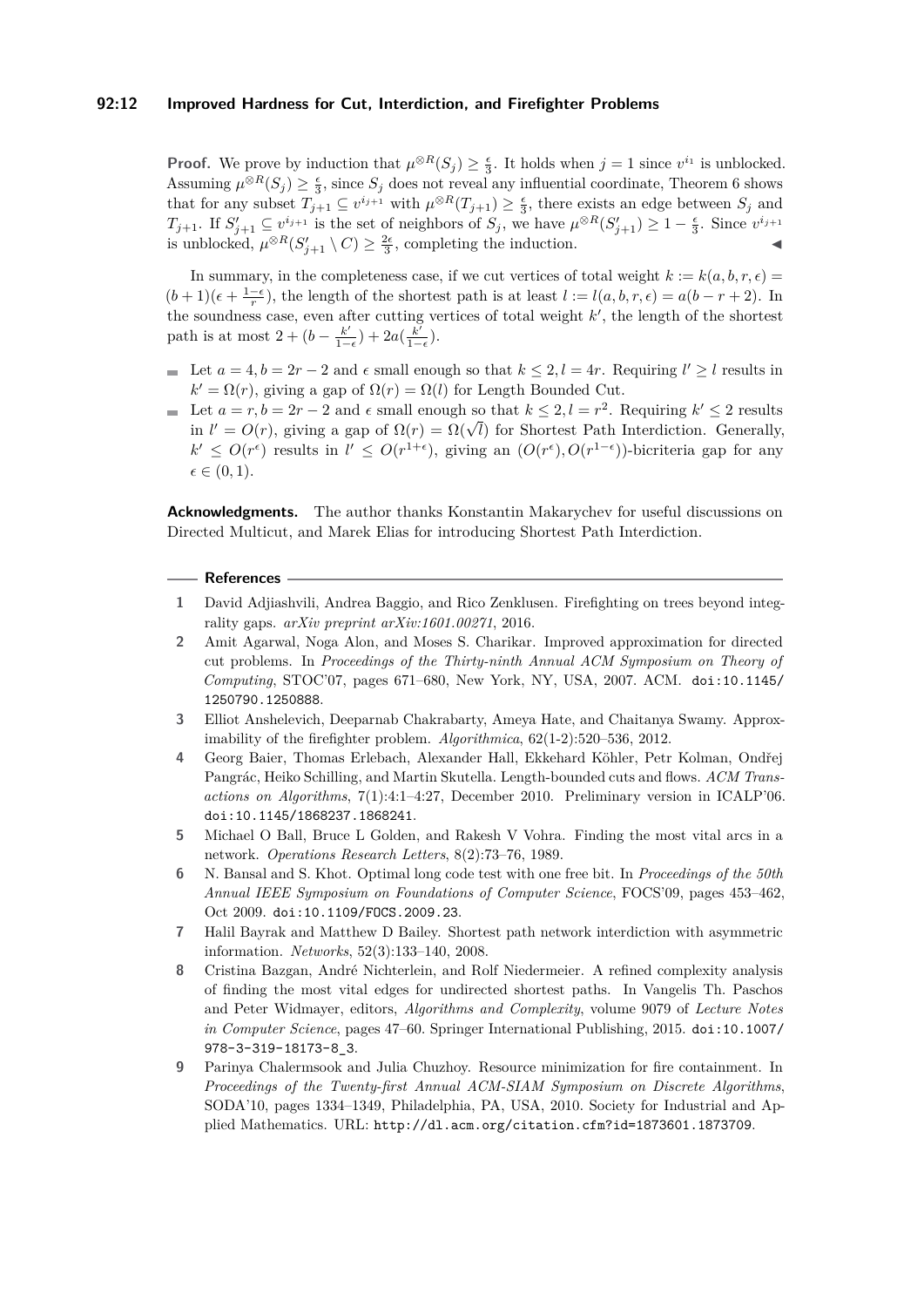**Proof.** We prove by induction that $\mu^{\otimes R}(S_j) \geq \frac{\epsilon}{3}$. It holds when $j = 1$ since $v^{i_1}$ is unblocked. Assuming $\mu^{\otimes R}(S_j) \geq \frac{\epsilon}{3}$, since $S_j$ does not reveal any influential coordinate, Theorem 6 shows that for any subset $T_{j+1} \subseteq v^{i_{j+1}}$ with $\mu^{\otimes R}(T_{j+1}) \geq \frac{\epsilon}{3}$, there exists an edge between $S_j$ and $T_{j+1}$. If $S'_{j+1} \subseteq v^{i_{j+1}}$ is the set of neighbors of $S_j$, we have $\mu^{\otimes R}(S'_{j+1}) \geq 1 - \frac{\epsilon}{3}$. Since $v^{i_{j+1}}$ is unblocked, $\mu^{\otimes R}(S'_{j+1} \setminus C) \geq \frac{2\epsilon}{3}$, completing the induction. ◀

In summary, in the completeness case, if we cut vertices of total weight $k := k(a, b, r, \epsilon) = (b+1)(\epsilon + \frac{1-\epsilon}{r})$, the length of the shortest path is at least $l := l(a, b, r, \epsilon) = a(b - r + 2)$. In the soundness case, even after cutting vertices of total weight $k'$, the length of the shortest path is at most $2 + (b - \frac{k'}{1-\epsilon}) + 2a(\frac{k'}{1-\epsilon})$.

- Let $a = 4, b = 2r - 2$ and $\epsilon$ small enough so that $k \leq 2, l = 4r$. Requiring $l' \geq l$ results in $k' = \Omega(r)$, giving a gap of $\Omega(r) = \Omega(l)$ for Length Bounded Cut.
- Let $a = r, b = 2r - 2$ and $\epsilon$ small enough so that $k \leq 2, l = r^2$. Requiring $k' \leq 2$ results in $l' = O(r)$, giving a gap of $\Omega(r) = \Omega(\sqrt{l})$ for Shortest Path Interdiction. Generally, $k' \leq O(r^{\epsilon})$ results in $l' \leq O(r^{1+\epsilon})$, giving an $(O(r^{\epsilon}), O(r^{1-\epsilon}))$-bicriteria gap for any $\epsilon \in (0, 1)$.

**Acknowledgments.** The author thanks Konstantin Makarychev for useful discussions on Directed Multicut, and Marek Elias for introducing Shortest Path Interdiction.

## References

1. David Adjiashvili, Andrea Baggio, and Rico Zenklusen. Firefighting on trees beyond integrality gaps. *arXiv preprint arXiv:1601.00271*, 2016.
2. Amit Agarwal, Noga Alon, and Moses S. Charikar. Improved approximation for directed cut problems. In *Proceedings of the Thirty-ninth Annual ACM Symposium on Theory of Computing*, STOC'07, pages 671–680, New York, NY, USA, 2007. ACM. doi:10.1145/1250790.1250888.
3. Elliot Anshelevich, Deeparnab Chakrabarty, Ameya Hate, and Chaitanya Swamy. Approximability of the firefighter problem. *Algorithmica*, 62(1-2):520–536, 2012.
4. Georg Baier, Thomas Erlebach, Alexander Hall, Ekkehard Köhler, Petr Kolman, Ondřej Pangrác, Heiko Schilling, and Martin Skutella. Length-bounded cuts and flows. *ACM Transactions on Algorithms*, 7(1):4:1–4:27, December 2010. Preliminary version in ICALP'06. doi:10.1145/1868237.1868241.
5. Michael O Ball, Bruce L Golden, and Rakesh V Vohra. Finding the most vital arcs in a network. *Operations Research Letters*, 8(2):73–76, 1989.
6. N. Bansal and S. Khot. Optimal long code test with one free bit. In *Proceedings of the 50th Annual IEEE Symposium on Foundations of Computer Science*, FOCS'09, pages 453–462, Oct 2009. doi:10.1109/FOCS.2009.23.
7. Halil Bayrak and Matthew D Bailey. Shortest path network interdiction with asymmetric information. *Networks*, 52(3):133–140, 2008.
8. Cristina Bazgan, André Nichterlein, and Rolf Niedermeier. A refined complexity analysis of finding the most vital edges for undirected shortest paths. In Vangelis Th. Paschos and Peter Widmayer, editors, *Algorithms and Complexity*, volume 9079 of *Lecture Notes in Computer Science*, pages 47–60. Springer International Publishing, 2015. doi:10.1007/978-3-319-18173-8_3.
9. Parinya Chalermsook and Julia Chuzhoy. Resource minimization for fire containment. In *Proceedings of the Twenty-first Annual ACM-SIAM Symposium on Discrete Algorithms*, SODA'10, pages 1334–1349, Philadelphia, PA, USA, 2010. Society for Industrial and Applied Mathematics. URL: http://dl.acm.org/citation.cfm?id=1873601.1873709.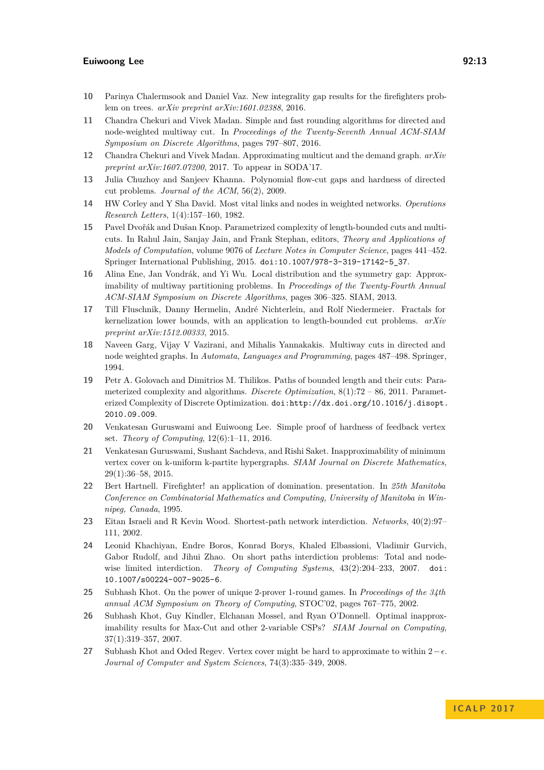10 Parinya Chalermsook and Daniel Vaz. New integrality gap results for the firefighters problem on trees. *arXiv preprint arXiv:1601.02388*, 2016.

11 Chandra Chekuri and Vivek Madan. Simple and fast rounding algorithms for directed and node-weighted multiway cut. In *Proceedings of the Twenty-Seventh Annual ACM-SIAM Symposium on Discrete Algorithms*, pages 797–807, 2016.

12 Chandra Chekuri and Vivek Madan. Approximating multicut and the demand graph. *arXiv preprint arXiv:1607.07200*, 2017. To appear in SODA'17.

13 Julia Chuzhoy and Sanjeev Khanna. Polynomial flow-cut gaps and hardness of directed cut problems. *Journal of the ACM*, 56(2), 2009.

14 HW Corley and Y Sha David. Most vital links and nodes in weighted networks. *Operations Research Letters*, 1(4):157–160, 1982.

15 Pavel Dvořák and Dušan Knop. Parametrized complexity of length-bounded cuts and multicuts. In Rahul Jain, Sanjay Jain, and Frank Stephan, editors, *Theory and Applications of Models of Computation*, volume 9076 of *Lecture Notes in Computer Science*, pages 441–452. Springer International Publishing, 2015. doi:10.1007/978-3-319-17142-5_37.

16 Alina Ene, Jan Vondrák, and Yi Wu. Local distribution and the symmetry gap: Approximability of multiway partitioning problems. In *Proceedings of the Twenty-Fourth Annual ACM-SIAM Symposium on Discrete Algorithms*, pages 306–325. SIAM, 2013.

17 Till Fluschnik, Danny Hermelin, André Nichterlein, and Rolf Niedermeier. Fractals for kernelization lower bounds, with an application to length-bounded cut problems. *arXiv preprint arXiv:1512.00333*, 2015.

18 Naveen Garg, Vijay V Vazirani, and Mihalis Yannakakis. Multiway cuts in directed and node weighted graphs. In *Automata, Languages and Programming*, pages 487–498. Springer, 1994.

19 Petr A. Golovach and Dimitrios M. Thilikos. Paths of bounded length and their cuts: Parameterized complexity and algorithms. *Discrete Optimization*, 8(1):72 – 86, 2011. Parameterized Complexity of Discrete Optimization. doi:http://dx.doi.org/10.1016/j.disopt.2010.09.009.

20 Venkatesan Guruswami and Euiwoong Lee. Simple proof of hardness of feedback vertex set. *Theory of Computing*, 12(6):1–11, 2016.

21 Venkatesan Guruswami, Sushant Sachdeva, and Rishi Saket. Inapproximability of minimum vertex cover on k-uniform k-partite hypergraphs. *SIAM Journal on Discrete Mathematics*, 29(1):36–58, 2015.

22 Bert Hartnell. Firefighter! an application of domination. presentation. In *25th Manitoba Conference on Combinatorial Mathematics and Computing, University of Manitoba in Winnipeg, Canada*, 1995.

23 Eitan Israeli and R Kevin Wood. Shortest-path network interdiction. *Networks*, 40(2):97–111, 2002.

24 Leonid Khachiyan, Endre Boros, Konrad Borys, Khaled Elbassioni, Vladimir Gurvich, Gabor Rudolf, and Jihui Zhao. On short paths interdiction problems: Total and node-wise limited interdiction. *Theory of Computing Systems*, 43(2):204–233, 2007. doi:10.1007/s00224-007-9025-6.

25 Subhash Khot. On the power of unique 2-prover 1-round games. In *Proceedings of the 34th annual ACM Symposium on Theory of Computing*, STOC'02, pages 767–775, 2002.

26 Subhash Khot, Guy Kindler, Elchanan Mossel, and Ryan O'Donnell. Optimal inapproximability results for Max-Cut and other 2-variable CSPs? *SIAM Journal on Computing*, 37(1):319–357, 2007.

27 Subhash Khot and Oded Regev. Vertex cover might be hard to approximate to within $2-\epsilon$. *Journal of Computer and System Sciences*, 74(3):335–349, 2008.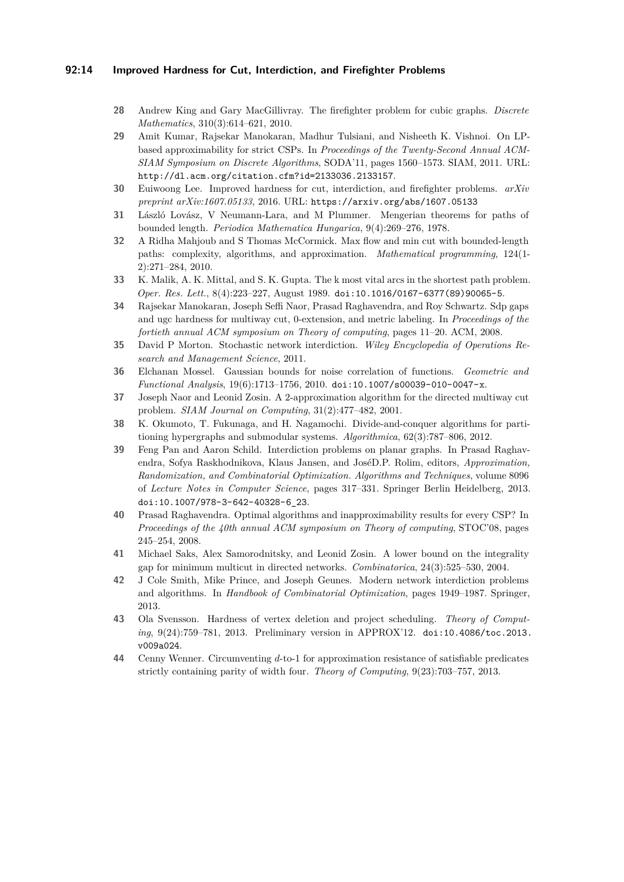28 Andrew King and Gary MacGillivray. The firefighter problem for cubic graphs. *Discrete Mathematics*, 310(3):614–621, 2010.

29 Amit Kumar, Rajsekar Manokaran, Madhur Tulsiani, and Nisheeth K. Vishnoi. On LP-based approximability for strict CSPs. In *Proceedings of the Twenty-Second Annual ACM-SIAM Symposium on Discrete Algorithms*, SODA'11, pages 1560–1573. SIAM, 2011. URL: http://dl.acm.org/citation.cfm?id=2133036.2133157.

30 Euiwoong Lee. Improved hardness for cut, interdiction, and firefighter problems. *arXiv preprint arXiv:1607.05133*, 2016. URL: https://arxiv.org/abs/1607.05133

31 László Lovász, V Neumann-Lara, and M Plummer. Mengerian theorems for paths of bounded length. *Periodica Mathematica Hungarica*, 9(4):269–276, 1978.

32 A Ridha Mahjoub and S Thomas McCormick. Max flow and min cut with bounded-length paths: complexity, algorithms, and approximation. *Mathematical programming*, 124(1-2):271–284, 2010.

33 K. Malik, A. K. Mittal, and S. K. Gupta. The k most vital arcs in the shortest path problem. *Oper. Res. Lett.*, 8(4):223–227, August 1989. doi:10.1016/0167-6377(89)90065-5.

34 Rajsekar Manokaran, Joseph Seffi Naor, Prasad Raghavendra, and Roy Schwartz. Sdp gaps and ugc hardness for multiway cut, 0-extension, and metric labeling. In *Proceedings of the fortieth annual ACM symposium on Theory of computing*, pages 11–20. ACM, 2008.

35 David P Morton. Stochastic network interdiction. *Wiley Encyclopedia of Operations Research and Management Science*, 2011.

36 Elchanan Mossel. Gaussian bounds for noise correlation of functions. *Geometric and Functional Analysis*, 19(6):1713–1756, 2010. doi:10.1007/s00039-010-0047-x.

37 Joseph Naor and Leonid Zosin. A 2-approximation algorithm for the directed multiway cut problem. *SIAM Journal on Computing*, 31(2):477–482, 2001.

38 K. Okumoto, T. Fukunaga, and H. Nagamochi. Divide-and-conquer algorithms for partitioning hypergraphs and submodular systems. *Algorithmica*, 62(3):787–806, 2012.

39 Feng Pan and Aaron Schild. Interdiction problems on planar graphs. In Prasad Raghavendra, Sofya Raskhodnikova, Klaus Jansen, and JoséD.P. Rolim, editors, *Approximation, Randomization, and Combinatorial Optimization. Algorithms and Techniques*, volume 8096 of *Lecture Notes in Computer Science*, pages 317–331. Springer Berlin Heidelberg, 2013. doi:10.1007/978-3-642-40328-6_23.

40 Prasad Raghavendra. Optimal algorithms and inapproximability results for every CSP? In *Proceedings of the 40th annual ACM symposium on Theory of computing*, STOC'08, pages 245–254, 2008.

41 Michael Saks, Alex Samorodnitsky, and Leonid Zosin. A lower bound on the integrality gap for minimum multicut in directed networks. *Combinatorica*, 24(3):525–530, 2004.

42 J Cole Smith, Mike Prince, and Joseph Geunes. Modern network interdiction problems and algorithms. In *Handbook of Combinatorial Optimization*, pages 1949–1987. Springer, 2013.

43 Ola Svensson. Hardness of vertex deletion and project scheduling. *Theory of Computing*, 9(24):759–781, 2013. Preliminary version in APPROX'12. doi:10.4086/toc.2013.v009a024.

44 Cenny Wenner. Circumventing $d$-to-1 for approximation resistance of satisfiable predicates strictly containing parity of width four. *Theory of Computing*, 9(23):703–757, 2013.